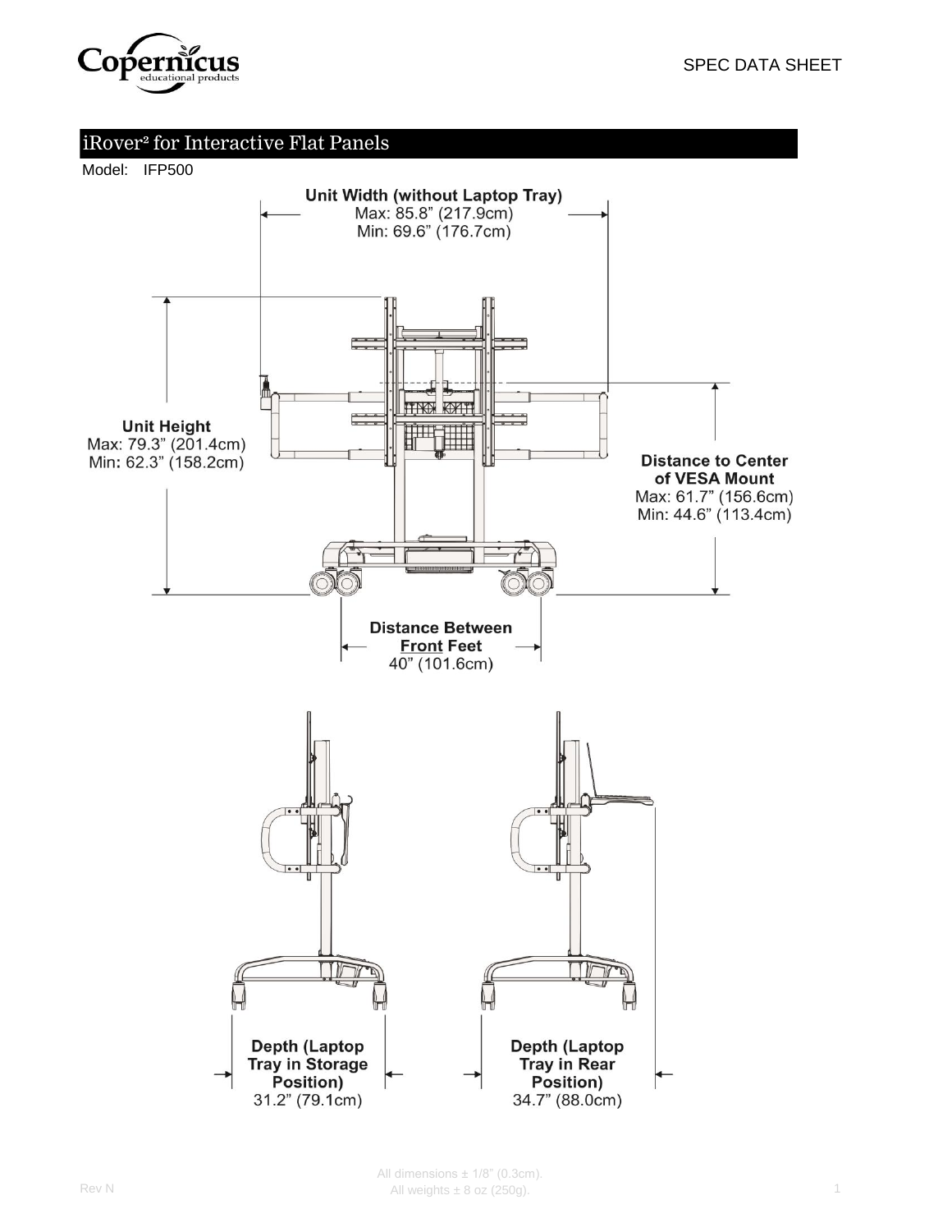SPEC DATA SHEET

# iRover² for Interactive Flat Panels

Model: IFP500

**Unit Width (without Laptop Tray)**
Max: 85.8" (217.9cm)
Min: 69.6" (176.7cm)

**Unit Height**
Max: 79.3" (201.4cm)
Min: 62.3" (158.2cm)

**Distance to Center of VESA Mount**
Max: 61.7" (156.6cm)
Min: 44.6" (113.4cm)

**Distance Between Front Feet**
40" (101.6cm)

**Depth (Laptop Tray in Storage Position)**
31.2" (79.1cm)

**Depth (Laptop Tray in Rear Position)**
34.7" (88.0cm)

Rev N

All dimensions ± 1/8" (0.3cm).
All weights ± 8 oz (250g).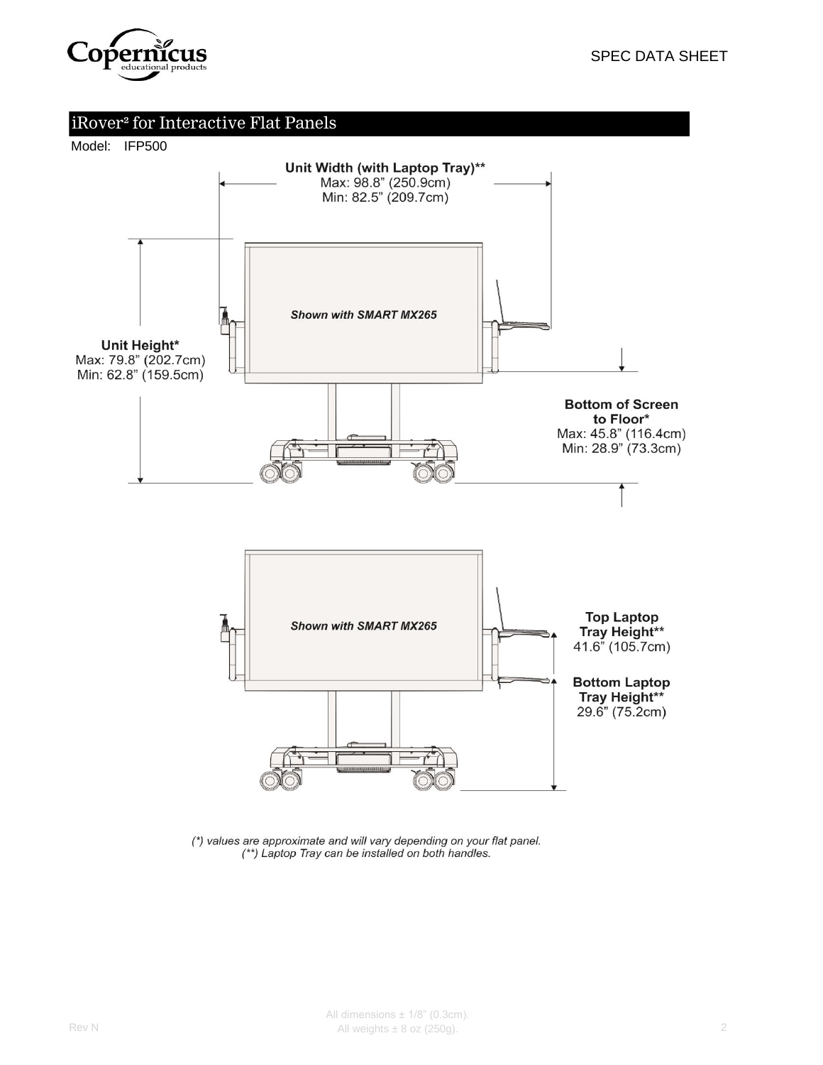SPEC DATA SHEET

## iRover² for Interactive Flat Panels

Model: IFP500

**Unit Width (with Laptop Tray)****
Max: 98.8" (250.9cm)
Min: 82.5" (209.7cm)

**Unit Height***
Max: 79.8" (202.7cm)
Min: 62.8" (159.5cm)

*Shown with SMART MX265*

**Bottom of Screen to Floor***
Max: 45.8" (116.4cm)
Min: 28.9" (73.3cm)

**Top Laptop Tray Height****
41.6" (105.7cm)

**Bottom Laptop Tray Height****
29.6" (75.2cm)

*(*) values are approximate and will vary depending on your flat panel.*
*(**) Laptop Tray can be installed on both handles.*

All dimensions ± 1/8" (0.3cm).
All weights ± 8 oz (250g).

Rev N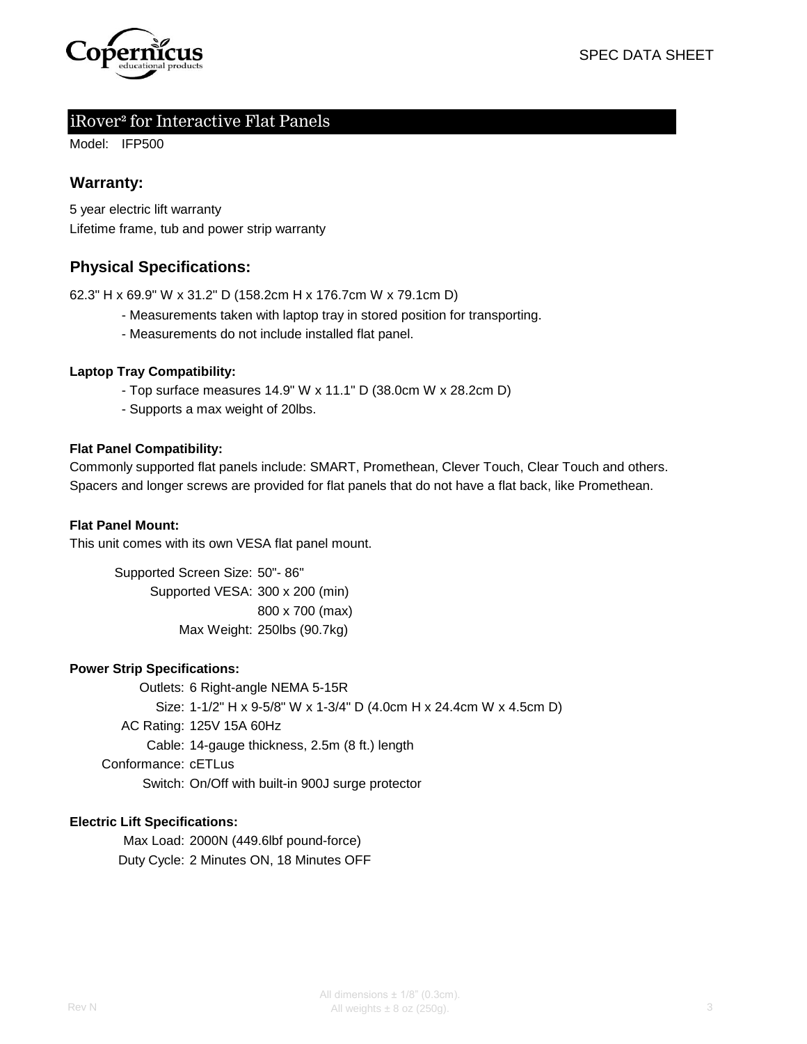SPEC DATA SHEET

# iRover² for Interactive Flat Panels

Model: IFP500

## Warranty:

5 year electric lift warranty
Lifetime frame, tub and power strip warranty

## Physical Specifications:

62.3" H x 69.9" W x 31.2" D (158.2cm H x 176.7cm W x 79.1cm D)

- Measurements taken with laptop tray in stored position for transporting.
- Measurements do not include installed flat panel.

**Laptop Tray Compatibility:**

- Top surface measures 14.9" W x 11.1" D (38.0cm W x 28.2cm D)
- Supports a max weight of 20lbs.

**Flat Panel Compatibility:**

Commonly supported flat panels include: SMART, Promethean, Clever Touch, Clear Touch and others.
Spacers and longer screws are provided for flat panels that do not have a flat back, like Promethean.

**Flat Panel Mount:**

This unit comes with its own VESA flat panel mount.

Supported Screen Size: 50"- 86"
Supported VESA: 300 x 200 (min)
800 x 700 (max)
Max Weight: 250lbs (90.7kg)

**Power Strip Specifications:**

Outlets: 6 Right-angle NEMA 5-15R
Size: 1-1/2" H x 9-5/8" W x 1-3/4" D (4.0cm H x 24.4cm W x 4.5cm D)
AC Rating: 125V 15A 60Hz
Cable: 14-gauge thickness, 2.5m (8 ft.) length
Conformance: cETLus
Switch: On/Off with built-in 900J surge protector

**Electric Lift Specifications:**

Max Load: 2000N (449.6lbf pound-force)
Duty Cycle: 2 Minutes ON, 18 Minutes OFF

Rev N

All dimensions ± 1/8" (0.3cm).
All weights ± 8 oz (250g).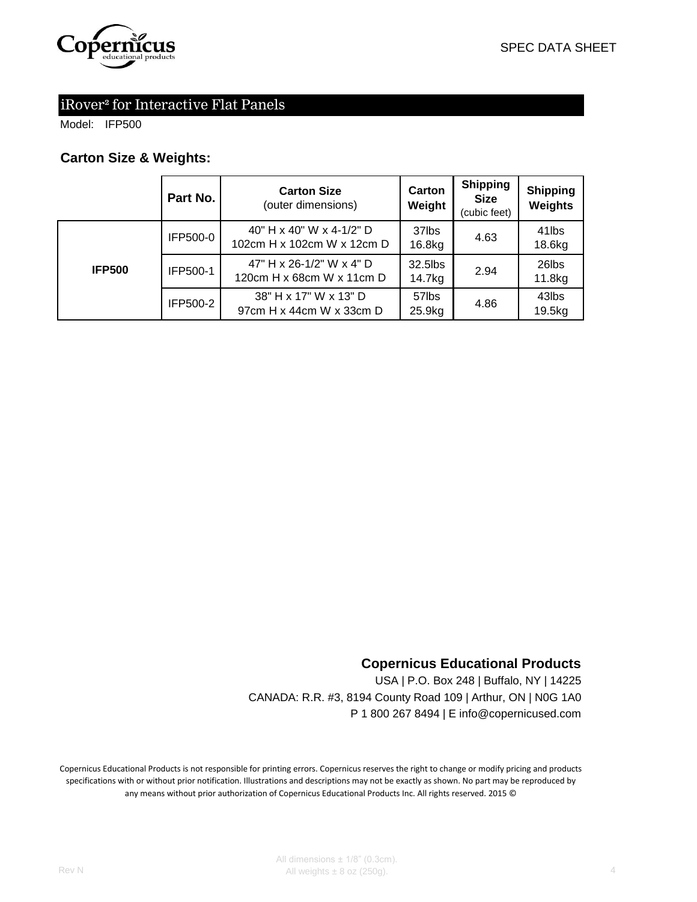SPEC DATA SHEET

## iRover² for Interactive Flat Panels

Model: IFP500

### Carton Size & Weights:

| | Part No. | Carton Size (outer dimensions) | Carton Weight | Shipping Size (cubic feet) | Shipping Weights |
|---|---|---|---|---|---|
| **IFP500** | IFP500-0 | 40" H x 40" W x 4-1/2" D<br>102cm H x 102cm W x 12cm D | 37lbs<br>16.8kg | 4.63 | 41lbs<br>18.6kg |
| | IFP500-1 | 47" H x 26-1/2" W x 4" D<br>120cm H x 68cm W x 11cm D | 32.5lbs<br>14.7kg | 2.94 | 26lbs<br>11.8kg |
| | IFP500-2 | 38" H x 17" W x 13" D<br>97cm H x 44cm W x 33cm D | 57lbs<br>25.9kg | 4.86 | 43lbs<br>19.5kg |

**Copernicus Educational Products**

USA | P.O. Box 248 | Buffalo, NY | 14225

CANADA: R.R. #3, 8194 County Road 109 | Arthur, ON | N0G 1A0

P 1 800 267 8494 | E info@copernicused.com

Copernicus Educational Products is not responsible for printing errors. Copernicus reserves the right to change or modify pricing and products specifications with or without prior notification. Illustrations and descriptions may not be exactly as shown. No part may be reproduced by any means without prior authorization of Copernicus Educational Products Inc. All rights reserved. 2015 ©

Rev N

All dimensions ± 1/8" (0.3cm).
All weights ± 8 oz (250g).